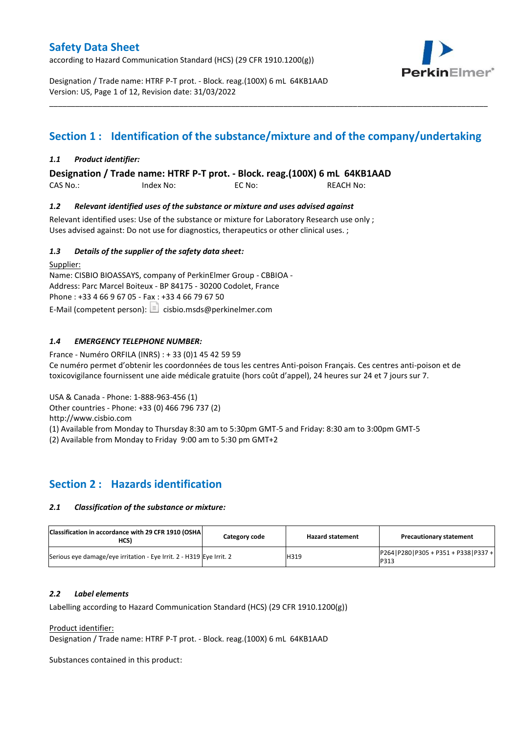# Safety Data Sheet

according to Hazard Communication Standard (HCS) (29 CFR 1910.1200(g))

Designation / Trade name: HTRF P-T prot. - Block. reag.(100X) 6 mL 64KB1AAD
Version: US, Page 1 of 12, Revision date: 31/03/2022

## Section 1 : Identification of the substance/mixture and of the company/undertaking

### *1.1 Product identifier:*

**Designation / Trade name: HTRF P-T prot. - Block. reag.(100X) 6 mL 64KB1AAD**

CAS No.: Index No: EC No: REACH No:

### *1.2 Relevant identified uses of the substance or mixture and uses advised against*

Relevant identified uses: Use of the substance or mixture for Laboratory Research use only ;
Uses advised against: Do not use for diagnostics, therapeutics or other clinical uses. ;

### *1.3 Details of the supplier of the safety data sheet:*

Supplier:
Name: CISBIO BIOASSAYS, company of PerkinElmer Group - CBBIOA -
Address: Parc Marcel Boiteux - BP 84175 - 30200 Codolet, France
Phone : +33 4 66 9 67 05 - Fax : +33 4 66 79 67 50
E-Mail (competent person): cisbio.msds@perkinelmer.com

### *1.4 EMERGENCY TELEPHONE NUMBER:*

France - Numéro ORFILA (INRS) : + 33 (0)1 45 42 59 59
Ce numéro permet d'obtenir les coordonnées de tous les centres Anti-poison Français. Ces centres anti-poison et de toxicovigilance fournissent une aide médicale gratuite (hors coût d'appel), 24 heures sur 24 et 7 jours sur 7.

USA & Canada - Phone: 1-888-963-456 (1)
Other countries - Phone: +33 (0) 466 796 737 (2)
http://www.cisbio.com
(1) Available from Monday to Thursday 8:30 am to 5:30pm GMT-5 and Friday: 8:30 am to 3:00pm GMT-5
(2) Available from Monday to Friday 9:00 am to 5:30 pm GMT+2

## Section 2 : Hazards identification

### *2.1 Classification of the substance or mixture:*

| Classification in accordance with 29 CFR 1910 (OSHA HCS) | Category code | Hazard statement | Precautionary statement |
|---|---|---|---|
| Serious eye damage/eye irritation - Eye Irrit. 2 - H319 | Eye Irrit. 2 | H319 | P264\|P280\|P305 + P351 + P338\|P337 + P313 |

### *2.2 Label elements*

Labelling according to Hazard Communication Standard (HCS) (29 CFR 1910.1200(g))

Product identifier:
Designation / Trade name: HTRF P-T prot. - Block. reag.(100X) 6 mL 64KB1AAD

Substances contained in this product: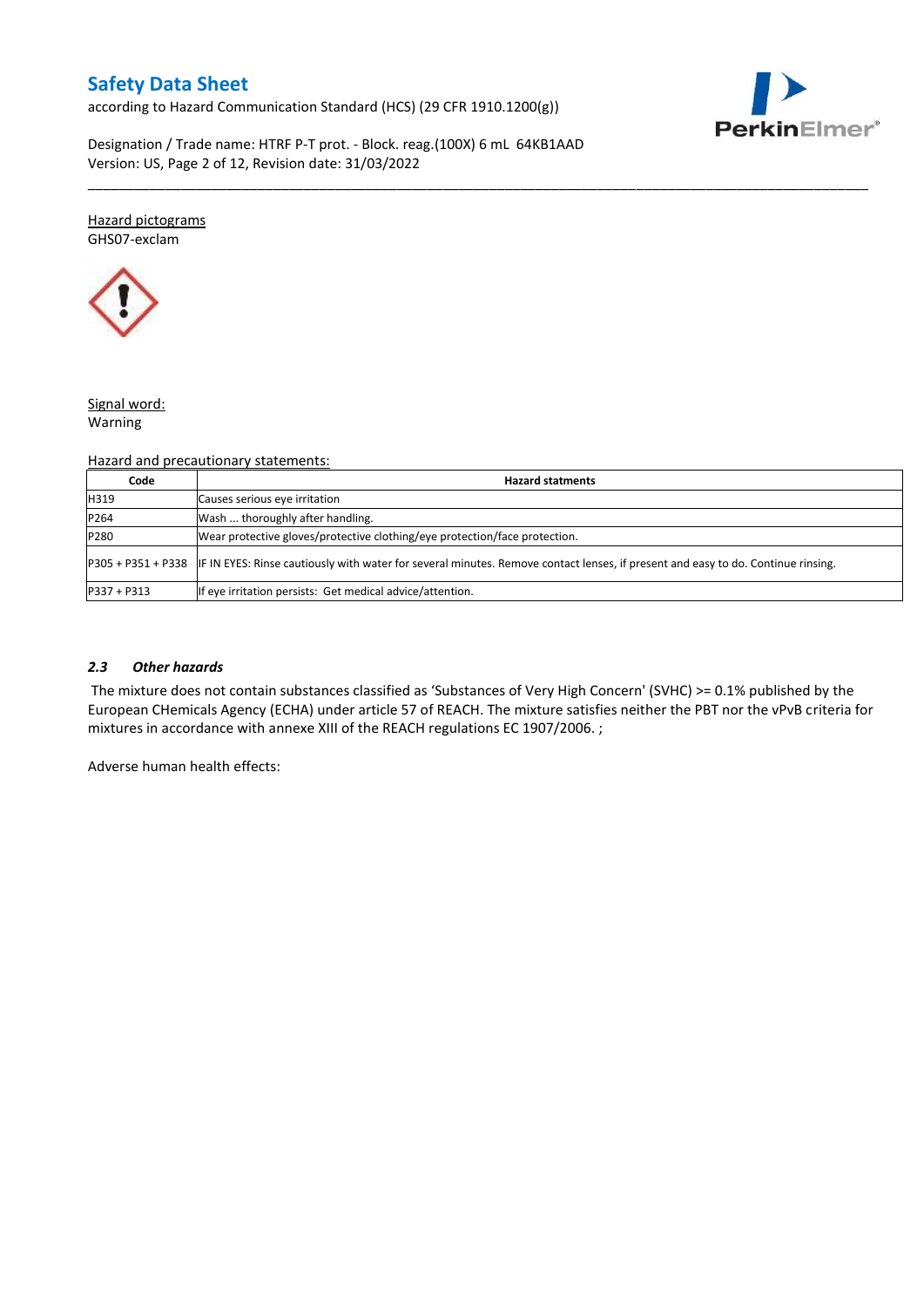Hazard pictograms

GHS07-exclam

Signal word:

Warning

Hazard and precautionary statements:

| Code | Hazard statments |
|---|---|
| H319 | Causes serious eye irritation |
| P264 | Wash ... thoroughly after handling. |
| P280 | Wear protective gloves/protective clothing/eye protection/face protection. |
| P305 + P351 + P338 | IF IN EYES: Rinse cautiously with water for several minutes. Remove contact lenses, if present and easy to do. Continue rinsing. |
| P337 + P313 | If eye irritation persists: Get medical advice/attention. |

### *2.3 Other hazards*

The mixture does not contain substances classified as 'Substances of Very High Concern' (SVHC) >= 0.1% published by the European CHemicals Agency (ECHA) under article 57 of REACH. The mixture satisfies neither the PBT nor the vPvB criteria for mixtures in accordance with annexe XIII of the REACH regulations EC 1907/2006. ;

Adverse human health effects: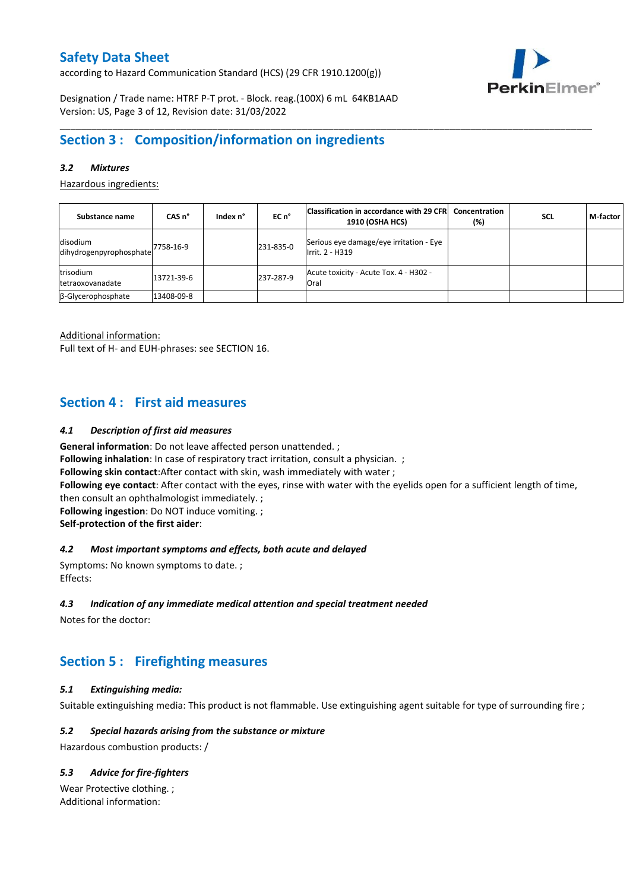## Section 3 : Composition/information on ingredients

### *3.2 Mixtures*

Hazardous ingredients:

| Substance name | CAS n° | Index n° | EC n° | Classification in accordance with 29 CFR 1910 (OSHA HCS) | Concentration (%) | SCL | M-factor |
|---|---|---|---|---|---|---|---|
| disodium dihydrogenpyrophosphate | 7758-16-9 | | 231-835-0 | Serious eye damage/eye irritation - Eye Irrit. 2 - H319 | | | |
| trisodium tetraoxovanadate | 13721-39-6 | | 237-287-9 | Acute toxicity - Acute Tox. 4 - H302 - Oral | | | |
| β-Glycerophosphate | 13408-09-8 | | | | | | |

Additional information:
Full text of H- and EUH-phrases: see SECTION 16.

## Section 4 : First aid measures

### *4.1 Description of first aid measures*

**General information**: Do not leave affected person unattended. ;
**Following inhalation**: In case of respiratory tract irritation, consult a physician. ;
**Following skin contact**:After contact with skin, wash immediately with water ;
**Following eye contact**: After contact with the eyes, rinse with water with the eyelids open for a sufficient length of time, then consult an ophthalmologist immediately. ;
**Following ingestion**: Do NOT induce vomiting. ;
**Self-protection of the first aider**:

### *4.2 Most important symptoms and effects, both acute and delayed*

Symptoms: No known symptoms to date. ;
Effects:

### *4.3 Indication of any immediate medical attention and special treatment needed*

Notes for the doctor:

## Section 5 : Firefighting measures

### *5.1 Extinguishing media:*

Suitable extinguishing media: This product is not flammable. Use extinguishing agent suitable for type of surrounding fire ;

### *5.2 Special hazards arising from the substance or mixture*

Hazardous combustion products: /

### *5.3 Advice for fire-fighters*

Wear Protective clothing. ;
Additional information: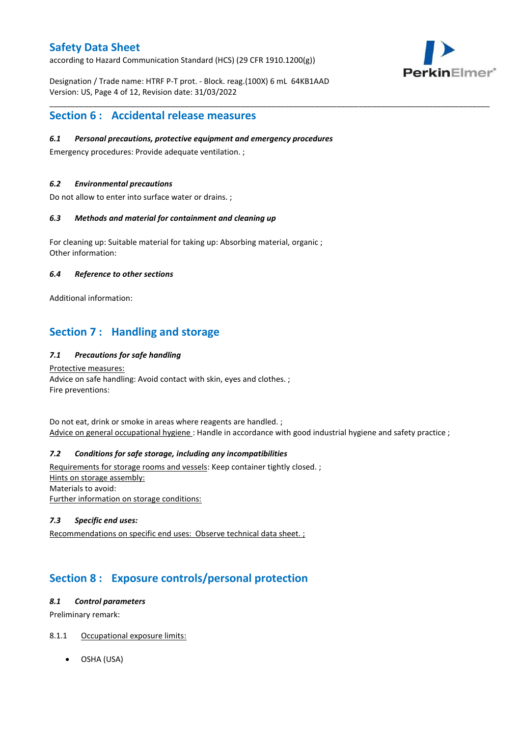## Section 6 : Accidental release measures

### *6.1 Personal precautions, protective equipment and emergency procedures*

Emergency procedures: Provide adequate ventilation. ;

### *6.2 Environmental precautions*

Do not allow to enter into surface water or drains. ;

### *6.3 Methods and material for containment and cleaning up*

For cleaning up: Suitable material for taking up: Absorbing material, organic ;
Other information:

### *6.4 Reference to other sections*

Additional information:

## Section 7 : Handling and storage

### *7.1 Precautions for safe handling*

Protective measures:
Advice on safe handling: Avoid contact with skin, eyes and clothes. ;
Fire preventions:

Do not eat, drink or smoke in areas where reagents are handled. ;
Advice on general occupational hygiene : Handle in accordance with good industrial hygiene and safety practice ;

### *7.2 Conditions for safe storage, including any incompatibilities*

Requirements for storage rooms and vessels: Keep container tightly closed. ;
Hints on storage assembly:
Materials to avoid:
Further information on storage conditions:

### *7.3 Specific end uses:*

Recommendations on specific end uses: Observe technical data sheet. ;

## Section 8 : Exposure controls/personal protection

### *8.1 Control parameters*

Preliminary remark:

8.1.1 Occupational exposure limits:

- OSHA (USA)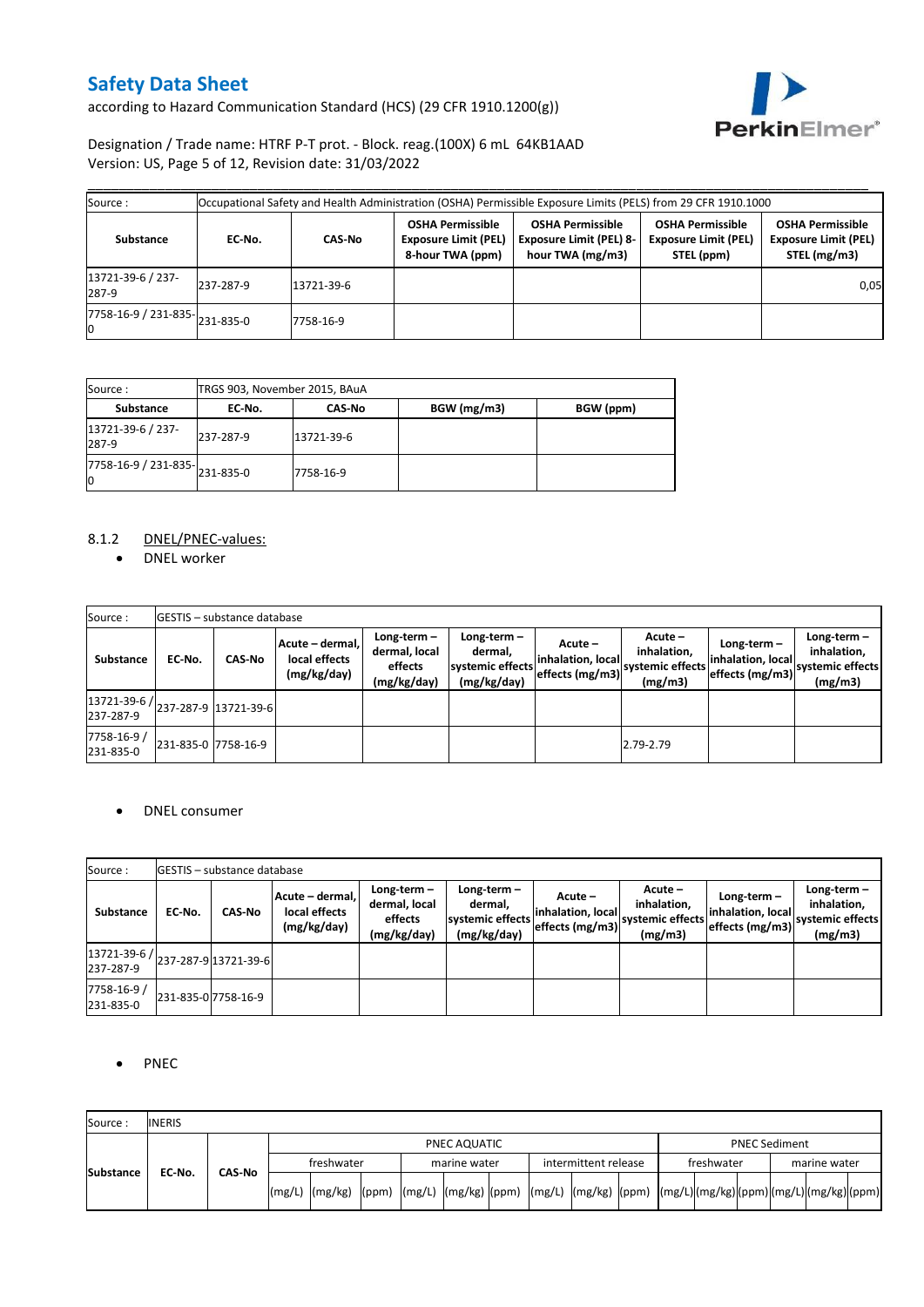# Safety Data Sheet

according to Hazard Communication Standard (HCS) (29 CFR 1910.1200(g))

Designation / Trade name: HTRF P-T prot. - Block. reag.(100X) 6 mL 64KB1AAD
Version: US, Page 5 of 12, Revision date: 31/03/2022

| Source : | Occupational Safety and Health Administration (OSHA) Permissible Exposure Limits (PELS) from 29 CFR 1910.1000 | | | | | |
|---|---|---|---|---|---|---|
| **Substance** | **EC-No.** | **CAS-No** | **OSHA Permissible Exposure Limit (PEL) 8-hour TWA (ppm)** | **OSHA Permissible Exposure Limit (PEL) 8-hour TWA (mg/m3)** | **OSHA Permissible Exposure Limit (PEL) STEL (ppm)** | **OSHA Permissible Exposure Limit (PEL) STEL (mg/m3)** |
| 13721-39-6 / 237-287-9 | 237-287-9 | 13721-39-6 | | | | 0,05 |
| 7758-16-9 / 231-835-0 | 231-835-0 | 7758-16-9 | | | | |

| Source : | TRGS 903, November 2015, BAuA | | | |
|---|---|---|---|---|
| **Substance** | **EC-No.** | **CAS-No** | **BGW (mg/m3)** | **BGW (ppm)** |
| 13721-39-6 / 237-287-9 | 237-287-9 | 13721-39-6 | | |
| 7758-16-9 / 231-835-0 | 231-835-0 | 7758-16-9 | | |

8.1.2 DNEL/PNEC-values:

- DNEL worker

| Source : | GESTIS – substance database | | | | | | | | | |
|---|---|---|---|---|---|---|---|---|---|---|
| **Substance** | **EC-No.** | **CAS-No** | **Acute – dermal, local effects (mg/kg/day)** | **Long-term – dermal, local effects (mg/kg/day)** | **Long-term – dermal, systemic effects (mg/kg/day)** | **Acute – inhalation, local effects (mg/m3)** | **Acute – inhalation, systemic effects (mg/m3)** | **Long-term – inhalation, local effects (mg/m3)** | **Long-term – inhalation, systemic effects (mg/m3)** |
| 13721-39-6 / 237-287-9 | 237-287-9 | 13721-39-6 | | | | | | | |
| 7758-16-9 / 231-835-0 | 231-835-0 | 7758-16-9 | | | | | 2.79-2.79 | | |

- DNEL consumer

| Source : | GESTIS – substance database | | | | | | | | |
|---|---|---|---|---|---|---|---|---|---|
| **Substance** | **EC-No.** | **CAS-No** | **Acute – dermal, local effects (mg/kg/day)** | **Long-term – dermal, local effects (mg/kg/day)** | **Long-term – dermal, systemic effects (mg/kg/day)** | **Acute – inhalation, local effects (mg/m3)** | **Acute – inhalation, systemic effects (mg/m3)** | **Long-term – inhalation, local effects (mg/m3)** | **Long-term – inhalation, systemic effects (mg/m3)** |
| 13721-39-6 / 237-287-9 | 237-287-9 | 13721-39-6 | | | | | | | |
| 7758-16-9 / 231-835-0 | 231-835-0 | 7758-16-9 | | | | | | | |

- PNEC

| Source : | INERIS | | | | | | | | | | | | | | | | | | |
|---|---|---|---|---|---|---|---|---|---|---|---|---|---|---|---|---|---|---|---|
| **Substance** | **EC-No.** | **CAS-No** | PNEC AQUATIC | | | | | | | | | PNEC Sediment | | | | | |
| | | | freshwater | | | marine water | | | intermittent release | | | freshwater | | | marine water | | |
| | | | (mg/L) | (mg/kg) | (ppm) | (mg/L) | (mg/kg) | (ppm) | (mg/L) | (mg/kg) | (ppm) | (mg/L) | (mg/kg) | (ppm) | (mg/L) | (mg/kg) | (ppm) |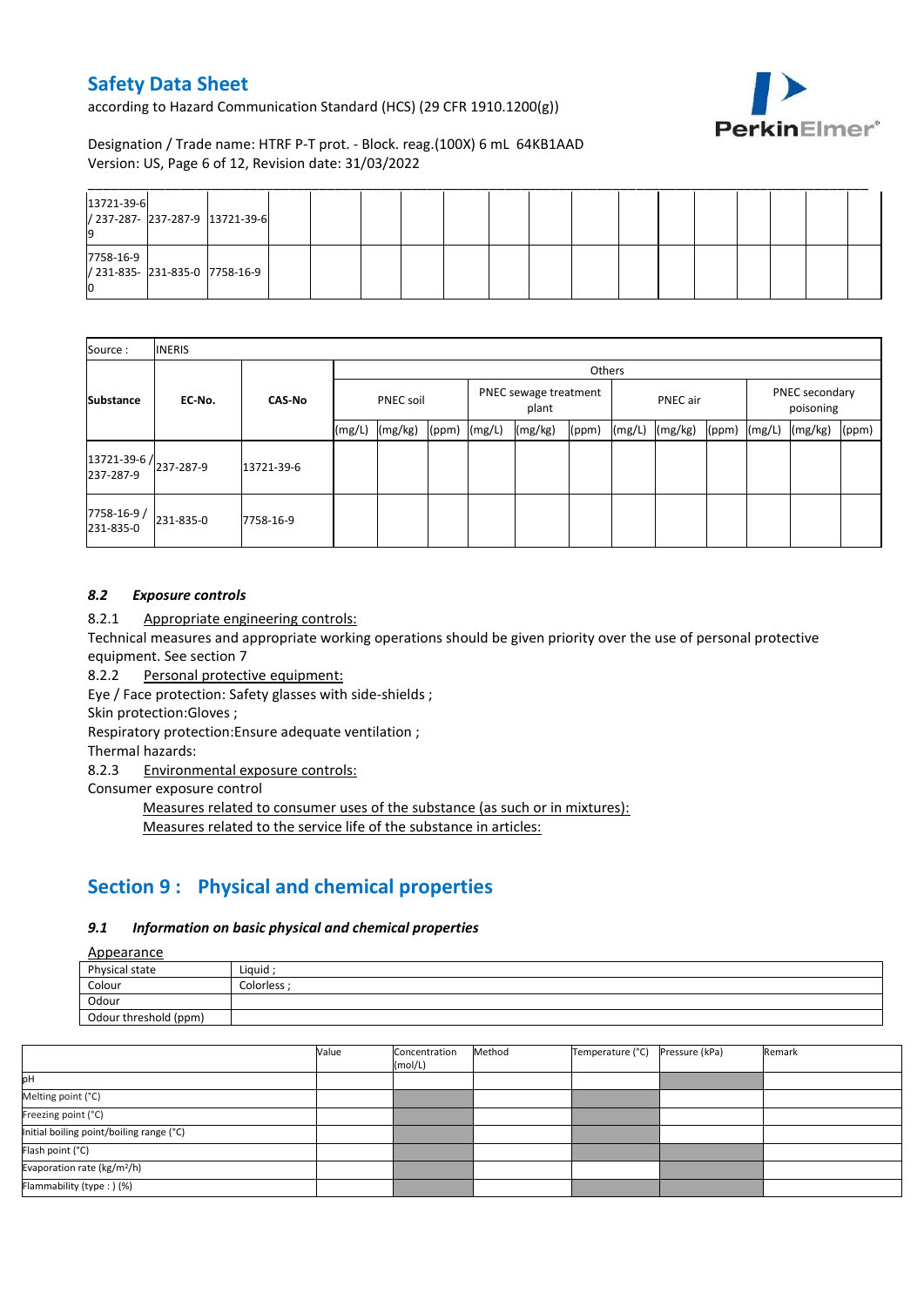| | | | | | | | | | | | | | | | | | |
|---|---|---|---|---|---|---|---|---|---|---|---|---|---|---|---|---|---|
| 13721-39-6 / 237-287-9 | 237-287-9 | 13721-39-6 | | | | | | | | | | | | | | | |
| 7758-16-9 / 231-835-0 | 231-835-0 | 7758-16-9 | | | | | | | | | | | | | | | |

| Source : | INERIS | | | | | | | | | | | | | | |
|---|---|---|---|---|---|---|---|---|---|---|---|---|---|---|---|
| | | | Others | | | | | | | | | | | | |
| Substance | EC-No. | CAS-No | PNEC soil | | | PNEC sewage treatment plant | | | PNEC air | | | PNEC secondary poisoning | | | |
| | | | (mg/L) | (mg/kg) | (ppm) | (mg/L) | (mg/kg) | (ppm) | (mg/L) | (mg/kg) | (ppm) | (mg/L) | (mg/kg) | (ppm) | |
| 13721-39-6 / 237-287-9 | 237-287-9 | 13721-39-6 | | | | | | | | | | | | | |
| 7758-16-9 / 231-835-0 | 231-835-0 | 7758-16-9 | | | | | | | | | | | | | |

### *8.2 Exposure controls*

8.2.1 Appropriate engineering controls:

Technical measures and appropriate working operations should be given priority over the use of personal protective equipment. See section 7

8.2.2 Personal protective equipment:

Eye / Face protection: Safety glasses with side-shields ;

Skin protection:Gloves ;

Respiratory protection:Ensure adequate ventilation ;

Thermal hazards:

8.2.3 Environmental exposure controls:

Consumer exposure control

Measures related to consumer uses of the substance (as such or in mixtures):

Measures related to the service life of the substance in articles:

## Section 9 : Physical and chemical properties

### *9.1 Information on basic physical and chemical properties*

Appearance

| | |
|---|---|
| Physical state | Liquid ; |
| Colour | Colorless ; |
| Odour | |
| Odour threshold (ppm) | |

| | Value | Concentration (mol/L) | Method | Temperature (°C) | Pressure (kPa) | Remark |
|---|---|---|---|---|---|---|
| pH | | | | | | |
| Melting point (°C) | | | | | | |
| Freezing point (°C) | | | | | | |
| Initial boiling point/boiling range (°C) | | | | | | |
| Flash point (°C) | | | | | | |
| Evaporation rate (kg/m²/h) | | | | | | |
| Flammability (type : ) (%) | | | | | | |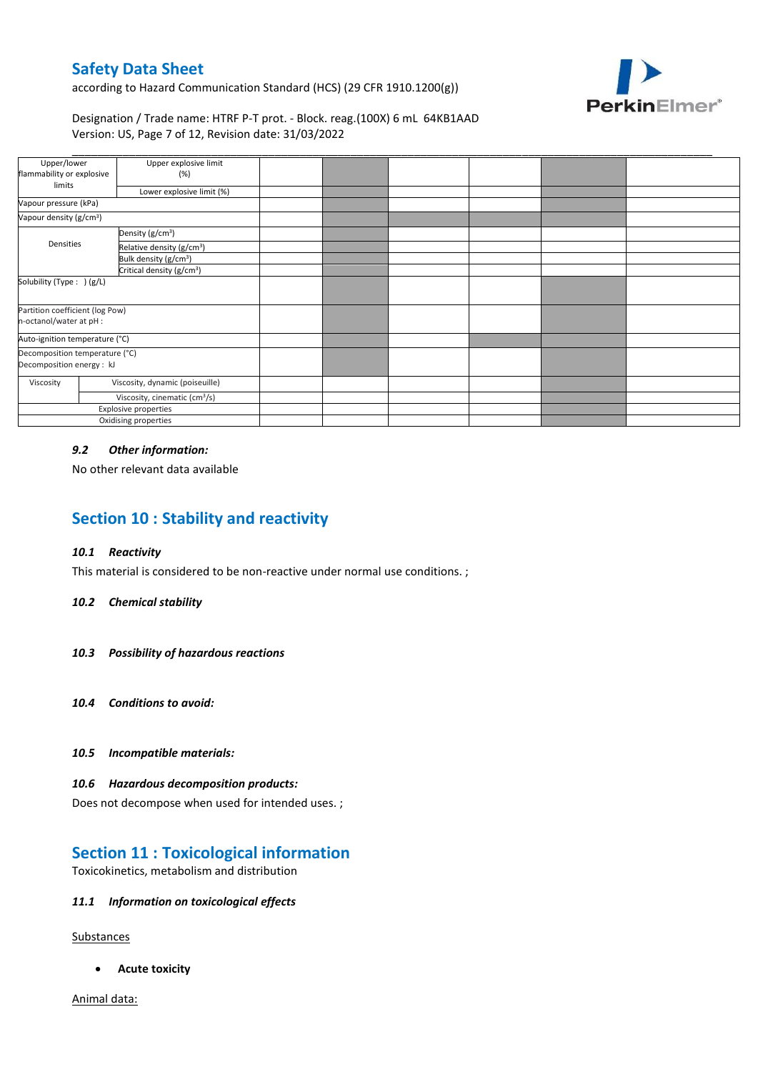| | | | | | | | |
|---|---|---|---|---|---|---|---|
| Upper/lower flammability or explosive limits | Upper explosive limit (%) | | | | | | |
| | Lower explosive limit (%) | | | | | | |
| Vapour pressure (kPa) | | | | | | | |
| Vapour density (g/cm³) | | | | | | | |
| Densities | Density (g/cm³) | | | | | | |
| | Relative density (g/cm³) | | | | | | |
| | Bulk density (g/cm³) | | | | | | |
| | Critical density (g/cm³) | | | | | | |
| Solubility (Type : ) (g/L) | | | | | | | |
| Partition coefficient (log Pow) n-octanol/water at pH : | | | | | | | |
| Auto-ignition temperature (°C) | | | | | | | |
| Decomposition temperature (°C) Decomposition energy : kJ | | | | | | | |
| Viscosity | Viscosity, dynamic (poiseuille) | | | | | | |
| | Viscosity, cinematic (cm³/s) | | | | | | |
| Explosive properties | | | | | | | |
| Oxidising properties | | | | | | | |

### *9.2 Other information:*

No other relevant data available

## Section 10 : Stability and reactivity

### *10.1 Reactivity*

This material is considered to be non-reactive under normal use conditions. ;

### *10.2 Chemical stability*

### *10.3 Possibility of hazardous reactions*

### *10.4 Conditions to avoid:*

### *10.5 Incompatible materials:*

### *10.6 Hazardous decomposition products:*

Does not decompose when used for intended uses. ;

## Section 11 : Toxicological information

Toxicokinetics, metabolism and distribution

### *11.1 Information on toxicological effects*

Substances

- **Acute toxicity**

Animal data: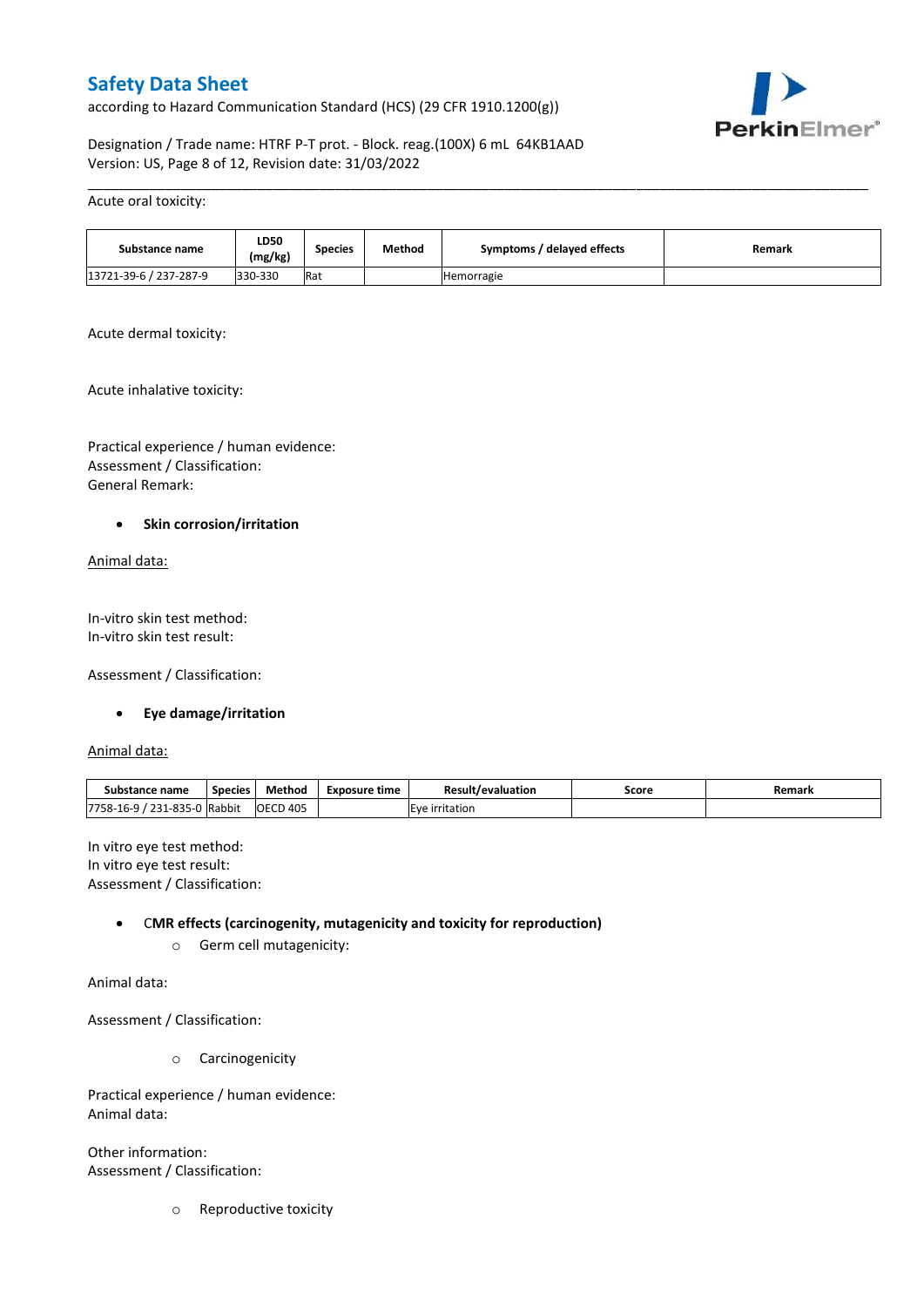Acute oral toxicity:

| Substance name | LD50 (mg/kg) | Species | Method | Symptoms / delayed effects | Remark |
|---|---|---|---|---|---|
| 13721-39-6 / 237-287-9 | 330-330 | Rat | | Hemorragie | |

Acute dermal toxicity:

Acute inhalative toxicity:

Practical experience / human evidence:
Assessment / Classification:
General Remark:

- **Skin corrosion/irritation**

Animal data:

In-vitro skin test method:
In-vitro skin test result:

Assessment / Classification:

- **Eye damage/irritation**

Animal data:

| Substance name | Species | Method | Exposure time | Result/evaluation | Score | Remark |
|---|---|---|---|---|---|---|
| 7758-16-9 / 231-835-0 | Rabbit | OECD 405 | | Eye irritation | | |

In vitro eye test method:
In vitro eye test result:
Assessment / Classification:

- **CMR effects (carcinogenity, mutagenicity and toxicity for reproduction)**
  - Germ cell mutagenicity:

Animal data:

Assessment / Classification:

  - Carcinogenicity

Practical experience / human evidence:
Animal data:

Other information:
Assessment / Classification:

  - Reproductive toxicity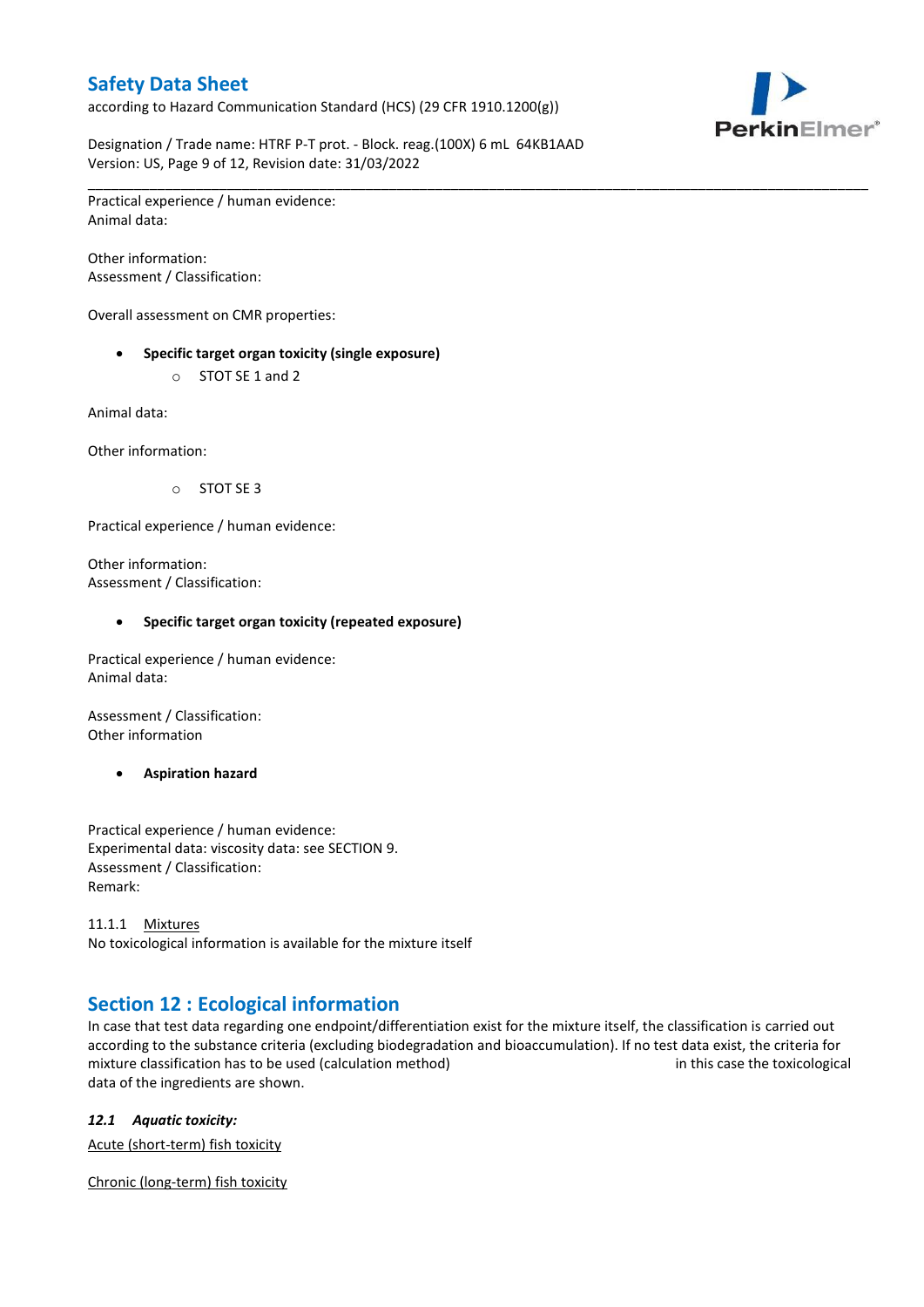Practical experience / human evidence:
Animal data:

Other information:
Assessment / Classification:

Overall assessment on CMR properties:

- **Specific target organ toxicity (single exposure)**
  - STOT SE 1 and 2

Animal data:

Other information:

  - STOT SE 3

Practical experience / human evidence:

Other information:
Assessment / Classification:

- **Specific target organ toxicity (repeated exposure)**

Practical experience / human evidence:
Animal data:

Assessment / Classification:
Other information

- **Aspiration hazard**

Practical experience / human evidence:
Experimental data: viscosity data: see SECTION 9.
Assessment / Classification:
Remark:

11.1.1 Mixtures
No toxicological information is available for the mixture itself

## Section 12 : Ecological information

In case that test data regarding one endpoint/differentiation exist for the mixture itself, the classification is carried out according to the substance criteria (excluding biodegradation and bioaccumulation). If no test data exist, the criteria for mixture classification has to be used (calculation method) in this case the toxicological data of the ingredients are shown.

### *12.1 Aquatic toxicity:*

Acute (short-term) fish toxicity

Chronic (long-term) fish toxicity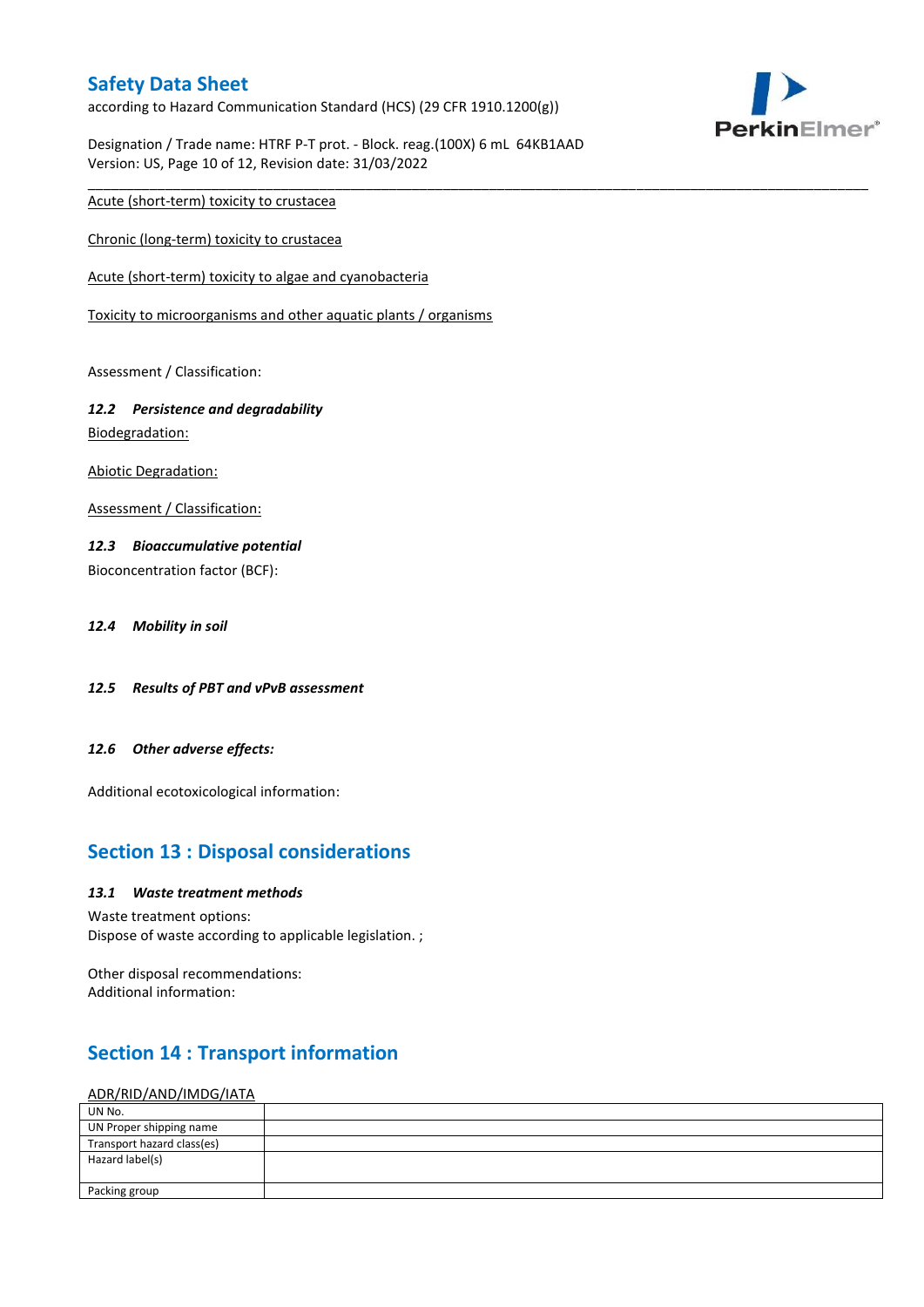Acute (short-term) toxicity to crustacea

Chronic (long-term) toxicity to crustacea

Acute (short-term) toxicity to algae and cyanobacteria

Toxicity to microorganisms and other aquatic plants / organisms

Assessment / Classification:

### *12.2 Persistence and degradability*

Biodegradation:

Abiotic Degradation:

Assessment / Classification:

### *12.3 Bioaccumulative potential*

Bioconcentration factor (BCF):

### *12.4 Mobility in soil*

### *12.5 Results of PBT and vPvB assessment*

### *12.6 Other adverse effects:*

Additional ecotoxicological information:

## Section 13 : Disposal considerations

### *13.1 Waste treatment methods*

Waste treatment options:
Dispose of waste according to applicable legislation. ;

Other disposal recommendations:
Additional information:

## Section 14 : Transport information

ADR/RID/AND/IMDG/IATA

| UN No. | |
|---|---|
| UN Proper shipping name | |
| Transport hazard class(es) | |
| Hazard label(s) | |
| Packing group | |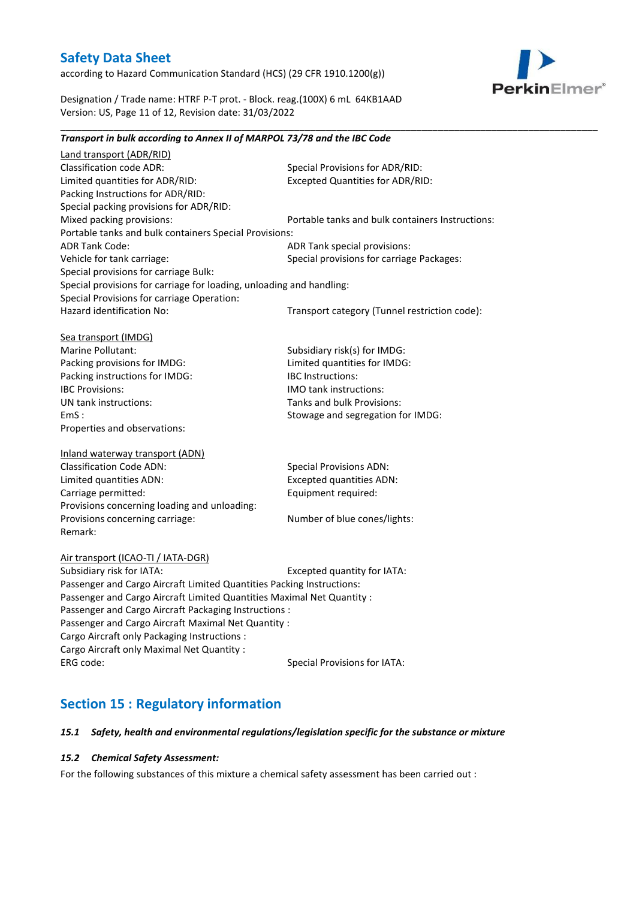***Transport in bulk according to Annex II of MARPOL 73/78 and the IBC Code***

Land transport (ADR/RID)

Classification code ADR:
Special Provisions for ADR/RID:
Limited quantities for ADR/RID:
Excepted Quantities for ADR/RID:
Packing Instructions for ADR/RID:
Special packing provisions for ADR/RID:
Mixed packing provisions:
Portable tanks and bulk containers Instructions:
Portable tanks and bulk containers Special Provisions:
ADR Tank Code:
ADR Tank special provisions:
Vehicle for tank carriage:
Special provisions for carriage Packages:
Special provisions for carriage Bulk:
Special provisions for carriage for loading, unloading and handling:
Special Provisions for carriage Operation:
Hazard identification No:
Transport category (Tunnel restriction code):

Sea transport (IMDG)

Marine Pollutant:
Subsidiary risk(s) for IMDG:
Packing provisions for IMDG:
Limited quantities for IMDG:
Packing instructions for IMDG:
IBC Instructions:
IBC Provisions:
IMO tank instructions:
UN tank instructions:
Tanks and bulk Provisions:
EmS :
Stowage and segregation for IMDG:
Properties and observations:

Inland waterway transport (ADN)

Classification Code ADN:
Special Provisions ADN:
Limited quantities ADN:
Excepted quantities ADN:
Carriage permitted:
Equipment required:
Provisions concerning loading and unloading:
Provisions concerning carriage:
Number of blue cones/lights:
Remark:

Air transport (ICAO-TI / IATA-DGR)

Subsidiary risk for IATA:
Excepted quantity for IATA:
Passenger and Cargo Aircraft Limited Quantities Packing Instructions:
Passenger and Cargo Aircraft Limited Quantities Maximal Net Quantity :
Passenger and Cargo Aircraft Packaging Instructions :
Passenger and Cargo Aircraft Maximal Net Quantity :
Cargo Aircraft only Packaging Instructions :
Cargo Aircraft only Maximal Net Quantity :
ERG code:
Special Provisions for IATA:

## Section 15 : Regulatory information

### *15.1 Safety, health and environmental regulations/legislation specific for the substance or mixture*

### *15.2 Chemical Safety Assessment:*

For the following substances of this mixture a chemical safety assessment has been carried out :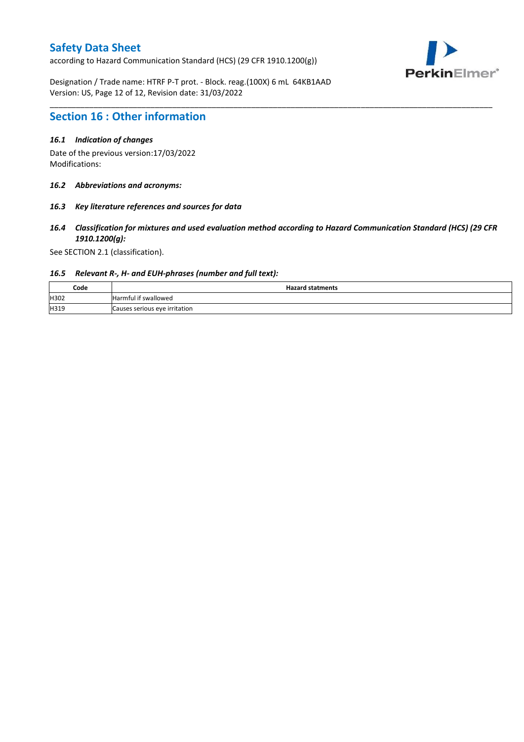# Safety Data Sheet

according to Hazard Communication Standard (HCS) (29 CFR 1910.1200(g))

Designation / Trade name: HTRF P-T prot. - Block. reag.(100X) 6 mL 64KB1AAD

Version: US, Page 12 of 12, Revision date: 31/03/2022

## Section 16 : Other information

### *16.1 Indication of changes*

Date of the previous version:17/03/2022

Modifications:

### *16.2 Abbreviations and acronyms:*

### *16.3 Key literature references and sources for data*

### *16.4 Classification for mixtures and used evaluation method according to Hazard Communication Standard (HCS) (29 CFR 1910.1200(g):*

See SECTION 2.1 (classification).

### *16.5 Relevant R-, H- and EUH-phrases (number and full text):*

| Code | Hazard statments |
|---|---|
| H302 | Harmful if swallowed |
| H319 | Causes serious eye irritation |